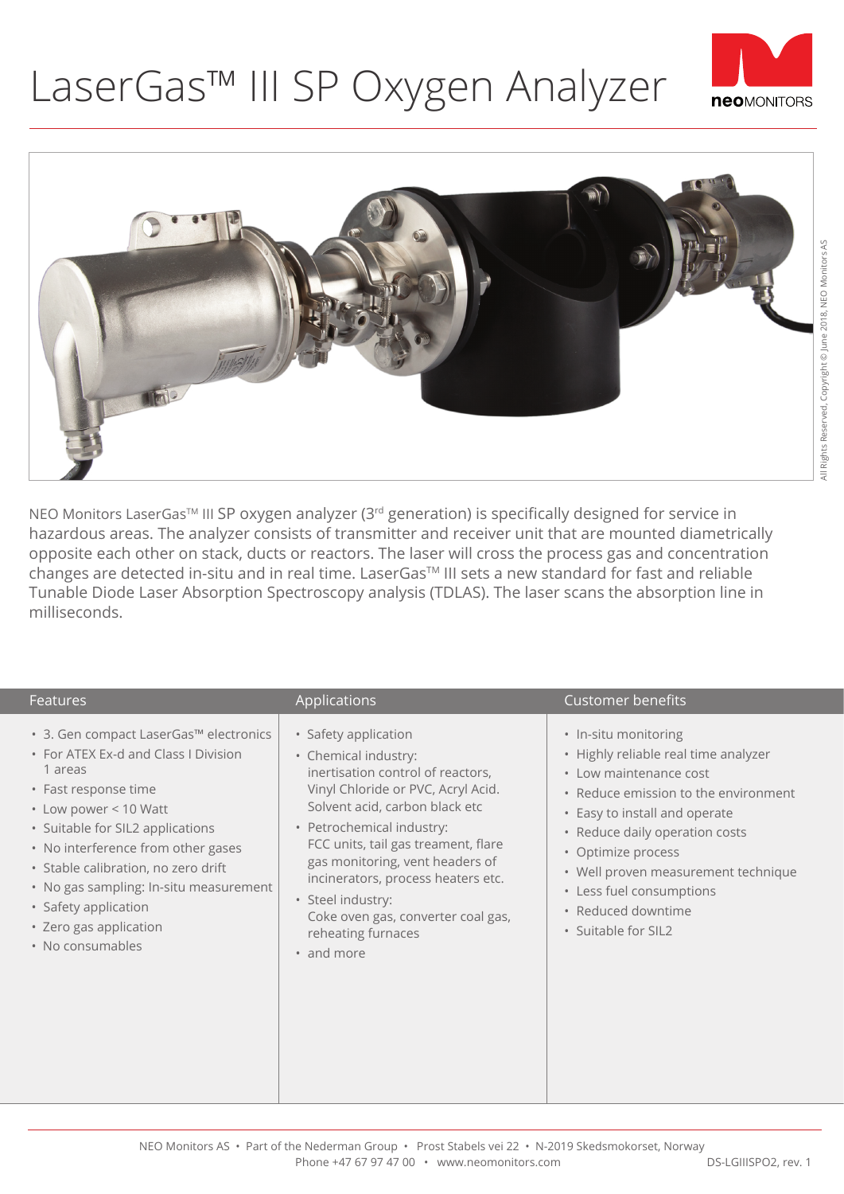# LaserGas™ III SP Oxygen Analyzer

NEO Monitors LaserGas™ III SP oxygen analyzer (3rd generation) is specifically designed for service in hazardous areas. The analyzer consists of transmitter and receiver unit that are mounted diametrically opposite each other on stack, ducts or reactors. The laser will cross the process gas and concentration changes are detected in-situ and in real time. LaserGas™ III sets a new standard for fast and reliable Tunable Diode Laser Absorption Spectroscopy analysis (TDLAS). The laser scans the absorption line in milliseconds.

## Features

- 3. Gen compact LaserGas™ electronics
- For ATEX Ex-d and Class I Division 1 areas
- Fast response time
- Low power < 10 Watt
- Suitable for SIL2 applications
- No interference from other gases
- Stable calibration, no zero drift
- No gas sampling: In-situ measurement
- Safety application
- Zero gas application
- No consumables

## Applications

- Safety application
- Chemical industry: inertisation control of reactors, Vinyl Chloride or PVC, Acryl Acid. Solvent acid, carbon black etc
- Petrochemical industry: FCC units, tail gas treament, flare gas monitoring, vent headers of incinerators, process heaters etc.
- Steel industry: Coke oven gas, converter coal gas, reheating furnaces
- and more

## Customer benefits

- In-situ monitoring
- Highly reliable real time analyzer
- Low maintenance cost
- Reduce emission to the environment
- Easy to install and operate
- Reduce daily operation costs
- Optimize process
- Well proven measurement technique
- Less fuel consumptions
- Reduced downtime
- Suitable for SIL2

NEO Monitors AS • Part of the Nederman Group • Prost Stabels vei 22 • N-2019 Skedsmokorset, Norway
Phone +47 67 97 47 00 • www.neomonitors.com

DS-LGIIISPO2, rev. 1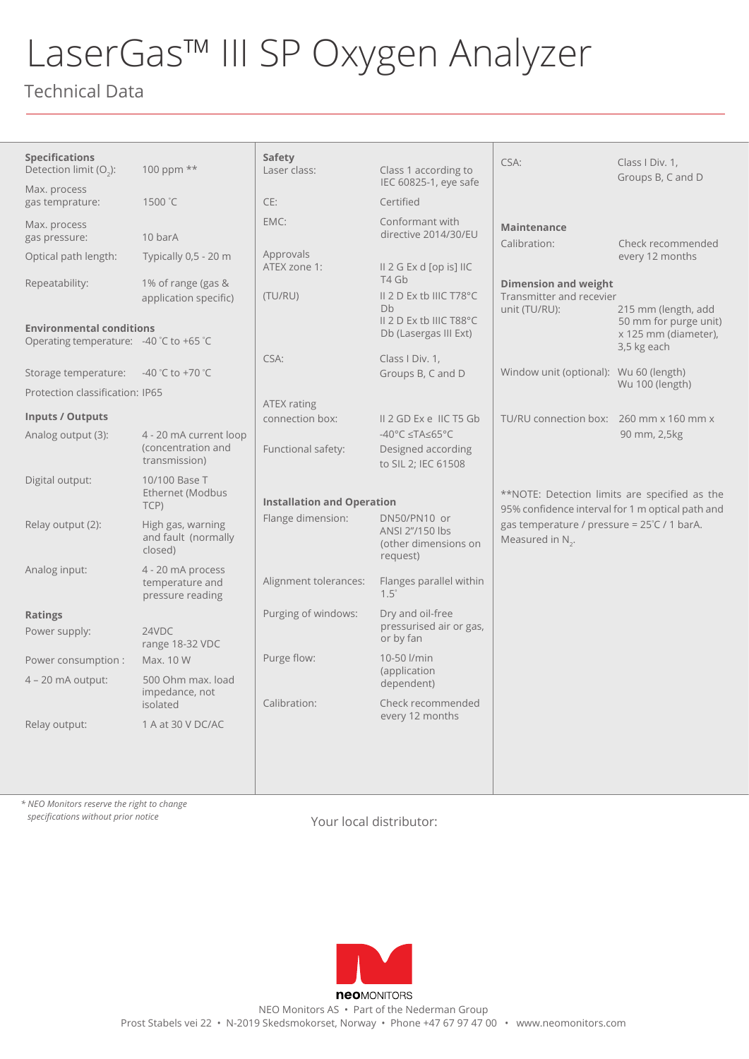# LaserGas™ III SP Oxygen Analyzer

## Technical Data

### Specifications

| | |
|---|---|
| Detection limit ($O_2$): | 100 ppm ** |
| Max. process gas temprature: | 1500 ˚C |
| Max. process gas pressure: | 10 barA |
| Optical path length: | Typically 0,5 - 20 m |
| Repeatability: | 1% of range (gas & application specific) |

### Environmental conditions

| | |
|---|---|
| Operating temperature: | -40 ˚C to +65 ˚C |
| Storage temperature: | -40 ˚C to +70 ˚C |
| Protection classification: | IP65 |

### Inputs / Outputs

| | |
|---|---|
| Analog output (3): | 4 - 20 mA current loop (concentration and transmission) |
| Digital output: | 10/100 Base T Ethernet (Modbus TCP) |
| Relay output (2): | High gas, warning and fault (normally closed) |
| Analog input: | 4 - 20 mA process temperature and pressure reading |

### Ratings

| | |
|---|---|
| Power supply: | 24VDC range 18-32 VDC |
| Power consumption : | Max. 10 W |
| 4 – 20 mA output: | 500 Ohm max. load impedance, not isolated |
| Relay output: | 1 A at 30 V DC/AC |

### Safety

| | |
|---|---|
| Laser class: | Class 1 according to IEC 60825-1, eye safe |
| CE: | Certified |
| EMC: | Conformant with directive 2014/30/EU |
| Approvals ATEX zone 1: | II 2 G Ex d [op is] IIC T4 Gb |
| (TU/RU) | II 2 D Ex tb IIIC T78°C Db<br>II 2 D Ex tb IIIC T88°C Db (Lasergas III Ext) |
| CSA: | Class I Div. 1, Groups B, C and D |
| ATEX rating connection box: | II 2 GD Ex e IIC T5 Gb -40°C ≤TA≤65°C |
| Functional safety: | Designed according to SIL 2; IEC 61508 |

### Installation and Operation

| | |
|---|---|
| Flange dimension: | DN50/PN10 or ANSI 2"/150 lbs (other dimensions on request) |
| Alignment tolerances: | Flanges parallel within 1.5˚ |
| Purging of windows: | Dry and oil-free pressurised air or gas, or by fan |
| Purge flow: | 10-50 l/min (application dependent) |
| Calibration: | Check recommended every 12 months |

| | |
|---|---|
| CSA: | Class I Div. 1, Groups B, C and D |

### Maintenance

| | |
|---|---|
| Calibration: | Check recommended every 12 months |

### Dimension and weight

| | |
|---|---|
| Transmitter and recevier unit (TU/RU): | 215 mm (length, add 50 mm for purge unit) x 125 mm (diameter), 3,5 kg each |
| Window unit (optional): | Wu 60 (length)<br>Wu 100 (length) |
| TU/RU connection box: | 260 mm x 160 mm x 90 mm, 2,5kg |

**NOTE: Detection limits are specified as the 95% confidence interval for 1 m optical path and gas temperature / pressure = 25˚C / 1 barA. Measured in $N_2$.

*\* NEO Monitors reserve the right to change specifications without prior notice*

Your local distributor:

**neo**MONITORS

NEO Monitors AS • Part of the Nederman Group

Prost Stabels vei 22 • N-2019 Skedsmokorset, Norway • Phone +47 67 97 47 00 • www.neomonitors.com